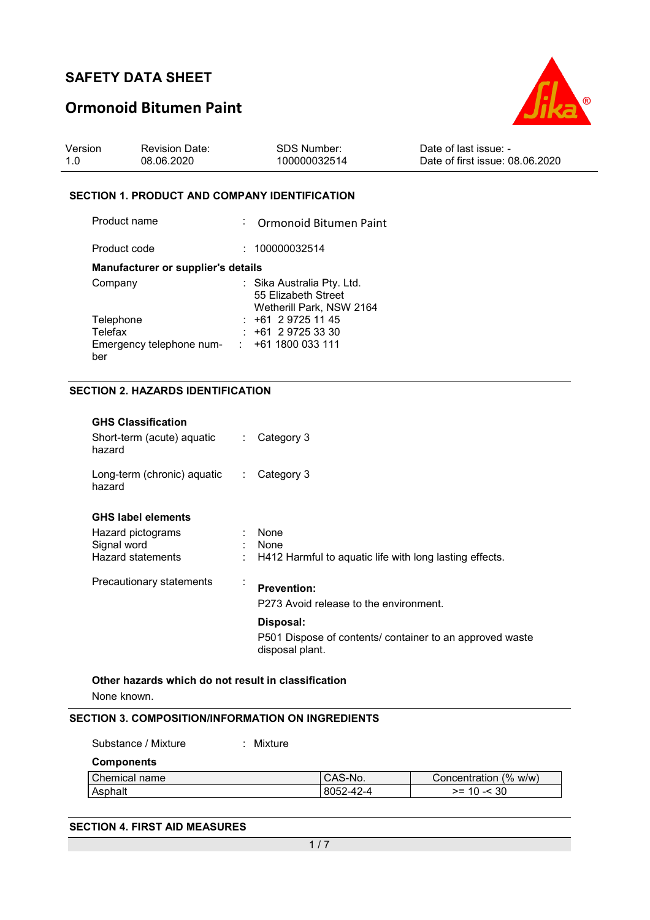# SAFETY DATA SHEET

## Ormonoid Bitumen Paint

| Version | Revision Date: | SDS Number: | Date of last issue: - |
|---|---|---|---|
| 1.0 | 08.06.2020 | 100000032514 | Date of first issue: 08.06.2020 |

### SECTION 1. PRODUCT AND COMPANY IDENTIFICATION

Product name : Ormonoid Bitumen Paint

Product code : 100000032514

**Manufacturer or supplier's details**

Company : Sika Australia Pty. Ltd.
55 Elizabeth Street
Wetherill Park, NSW 2164

Telephone : +61 2 9725 11 45

Telefax : +61 2 9725 33 30

Emergency telephone number : +61 1800 033 111

### SECTION 2. HAZARDS IDENTIFICATION

**GHS Classification**

Short-term (acute) aquatic hazard : Category 3

Long-term (chronic) aquatic hazard : Category 3

**GHS label elements**

Hazard pictograms : None

Signal word : None

Hazard statements : H412 Harmful to aquatic life with long lasting effects.

Precautionary statements :

**Prevention:**

P273 Avoid release to the environment.

**Disposal:**

P501 Dispose of contents/ container to an approved waste disposal plant.

**Other hazards which do not result in classification**

None known.

### SECTION 3. COMPOSITION/INFORMATION ON INGREDIENTS

Substance / Mixture : Mixture

**Components**

| Chemical name | CAS-No. | Concentration (% w/w) |
|---|---|---|
| Asphalt | 8052-42-4 | >= 10 -< 30 |

### SECTION 4. FIRST AID MEASURES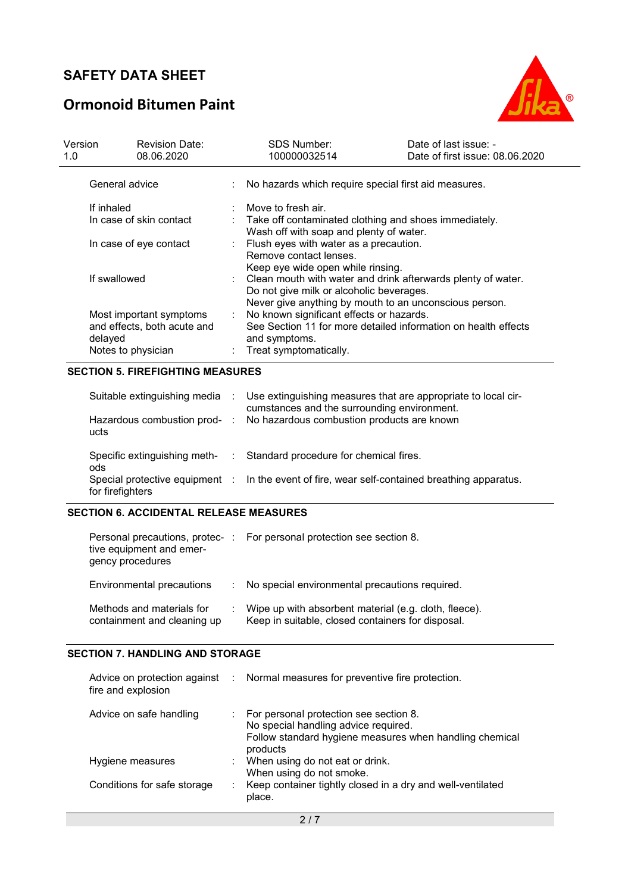| | |
|---|---|
| General advice | : No hazards which require special first aid measures. |
| If inhaled | : Move to fresh air. |
| In case of skin contact | : Take off contaminated clothing and shoes immediately. Wash off with soap and plenty of water. |
| In case of eye contact | : Flush eyes with water as a precaution. Remove contact lenses. Keep eye wide open while rinsing. |
| If swallowed | : Clean mouth with water and drink afterwards plenty of water. Do not give milk or alcoholic beverages. Never give anything by mouth to an unconscious person. |
| Most important symptoms and effects, both acute and delayed | : No known significant effects or hazards. See Section 11 for more detailed information on health effects and symptoms. |
| Notes to physician | : Treat symptomatically. |

## SECTION 5. FIREFIGHTING MEASURES

| | |
|---|---|
| Suitable extinguishing media | : Use extinguishing measures that are appropriate to local circumstances and the surrounding environment. |
| Hazardous combustion products | : No hazardous combustion products are known |
| Specific extinguishing methods | : Standard procedure for chemical fires. |
| Special protective equipment for firefighters | : In the event of fire, wear self-contained breathing apparatus. |

## SECTION 6. ACCIDENTAL RELEASE MEASURES

| | |
|---|---|
| Personal precautions, protective equipment and emergency procedures | : For personal protection see section 8. |
| Environmental precautions | : No special environmental precautions required. |
| Methods and materials for containment and cleaning up | : Wipe up with absorbent material (e.g. cloth, fleece). Keep in suitable, closed containers for disposal. |

## SECTION 7. HANDLING AND STORAGE

| | |
|---|---|
| Advice on protection against fire and explosion | : Normal measures for preventive fire protection. |
| Advice on safe handling | : For personal protection see section 8. No special handling advice required. Follow standard hygiene measures when handling chemical products |
| Hygiene measures | : When using do not eat or drink. When using do not smoke. |
| Conditions for safe storage | : Keep container tightly closed in a dry and well-ventilated place. |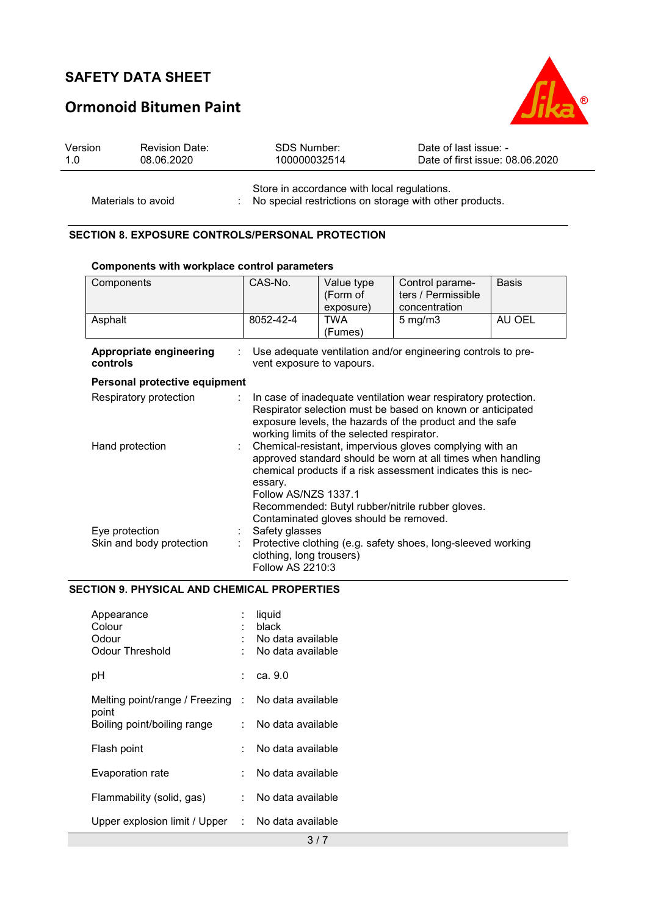Store in accordance with local regulations.

Materials to avoid : No special restrictions on storage with other products.

## SECTION 8. EXPOSURE CONTROLS/PERSONAL PROTECTION

**Components with workplace control parameters**

| Components | CAS-No. | Value type (Form of exposure) | Control parameters / Permissible concentration | Basis |
|---|---|---|---|---|
| Asphalt | 8052-42-4 | TWA (Fumes) | 5 mg/m3 | AU OEL |

**Appropriate engineering controls** : Use adequate ventilation and/or engineering controls to prevent exposure to vapours.

**Personal protective equipment**

Respiratory protection : In case of inadequate ventilation wear respiratory protection. Respirator selection must be based on known or anticipated exposure levels, the hazards of the product and the safe working limits of the selected respirator.

Hand protection : Chemical-resistant, impervious gloves complying with an approved standard should be worn at all times when handling chemical products if a risk assessment indicates this is necessary.
Follow AS/NZS 1337.1
Recommended: Butyl rubber/nitrile rubber gloves.
Contaminated gloves should be removed.

Eye protection : Safety glasses

Skin and body protection : Protective clothing (e.g. safety shoes, long-sleeved working clothing, long trousers)
Follow AS 2210:3

## SECTION 9. PHYSICAL AND CHEMICAL PROPERTIES

Appearance : liquid
Colour : black
Odour : No data available
Odour Threshold : No data available

pH : ca. 9.0

Melting point/range / Freezing point : No data available

Boiling point/boiling range : No data available

Flash point : No data available

Evaporation rate : No data available

Flammability (solid, gas) : No data available

Upper explosion limit / Upper : No data available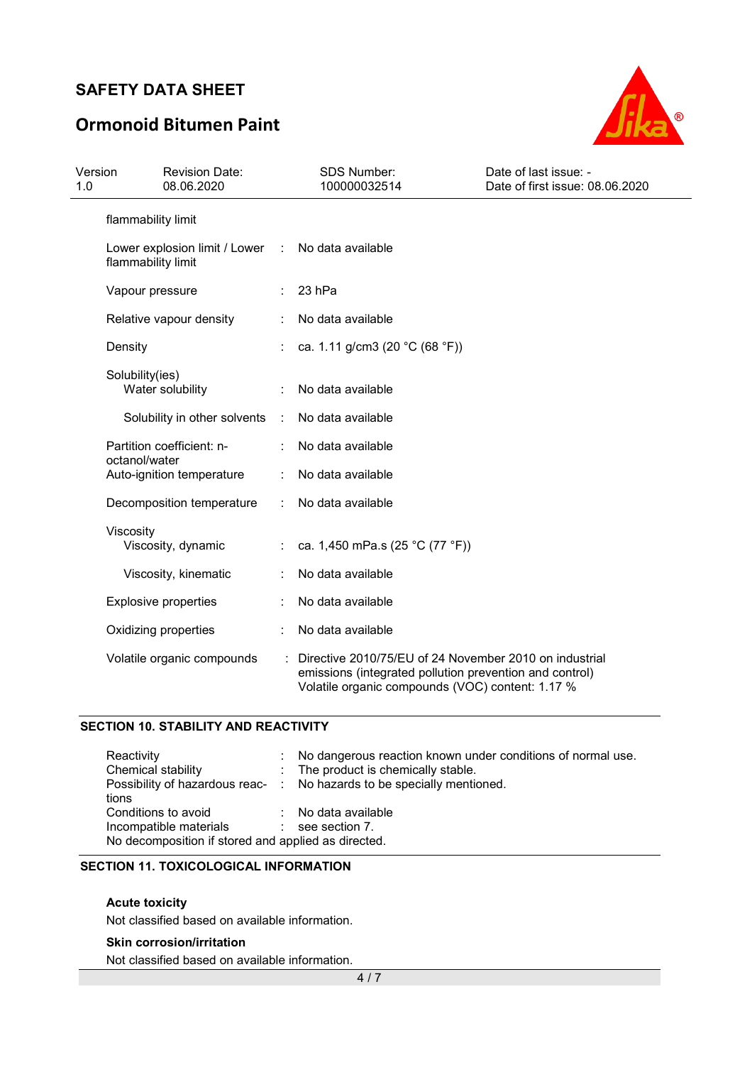| | | |
|---|---|---|
| flammability limit | | |
| Lower explosion limit / Lower flammability limit | : | No data available |
| Vapour pressure | : | 23 hPa |
| Relative vapour density | : | No data available |
| Density | : | ca. 1.11 g/cm3 (20 °C (68 °F)) |
| Solubility(ies) | | |
| Water solubility | : | No data available |
| Solubility in other solvents | : | No data available |
| Partition coefficient: n-octanol/water | : | No data available |
| Auto-ignition temperature | : | No data available |
| Decomposition temperature | : | No data available |
| Viscosity | | |
| Viscosity, dynamic | : | ca. 1,450 mPa.s (25 °C (77 °F)) |
| Viscosity, kinematic | : | No data available |
| Explosive properties | : | No data available |
| Oxidizing properties | : | No data available |
| Volatile organic compounds | : | Directive 2010/75/EU of 24 November 2010 on industrial emissions (integrated pollution prevention and control) Volatile organic compounds (VOC) content: 1.17 % |

## SECTION 10. STABILITY AND REACTIVITY

| | | |
|---|---|---|
| Reactivity | : | No dangerous reaction known under conditions of normal use. |
| Chemical stability | : | The product is chemically stable. |
| Possibility of hazardous reactions | : | No hazards to be specially mentioned. |
| Conditions to avoid | : | No data available |
| Incompatible materials | : | see section 7. |

No decomposition if stored and applied as directed.

## SECTION 11. TOXICOLOGICAL INFORMATION

**Acute toxicity**

Not classified based on available information.

**Skin corrosion/irritation**

Not classified based on available information.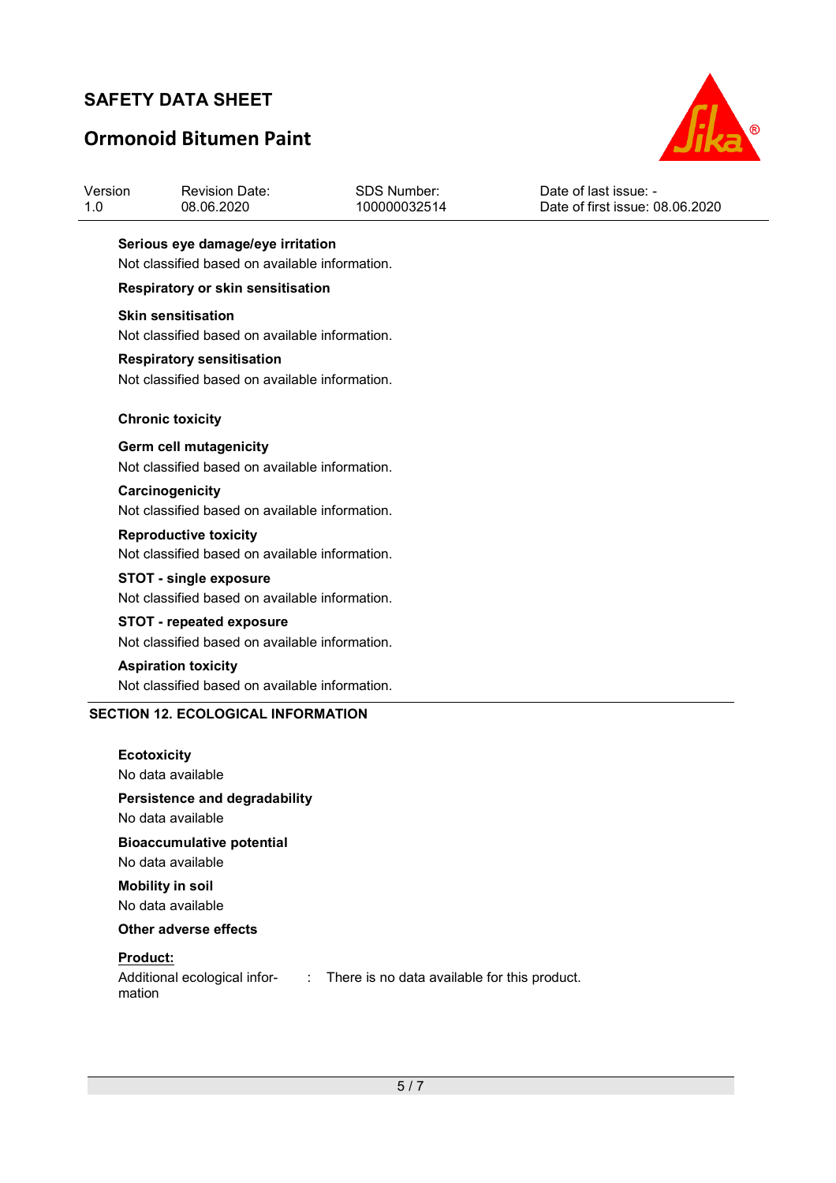**Serious eye damage/eye irritation**

Not classified based on available information.

**Respiratory or skin sensitisation**

**Skin sensitisation**

Not classified based on available information.

**Respiratory sensitisation**

Not classified based on available information.

**Chronic toxicity**

**Germ cell mutagenicity**

Not classified based on available information.

**Carcinogenicity**

Not classified based on available information.

**Reproductive toxicity**

Not classified based on available information.

**STOT - single exposure**

Not classified based on available information.

**STOT - repeated exposure**

Not classified based on available information.

**Aspiration toxicity**

Not classified based on available information.

## SECTION 12. ECOLOGICAL INFORMATION

**Ecotoxicity**

No data available

**Persistence and degradability**

No data available

**Bioaccumulative potential**

No data available

**Mobility in soil**

No data available

**Other adverse effects**

**Product:**

Additional ecological information : There is no data available for this product.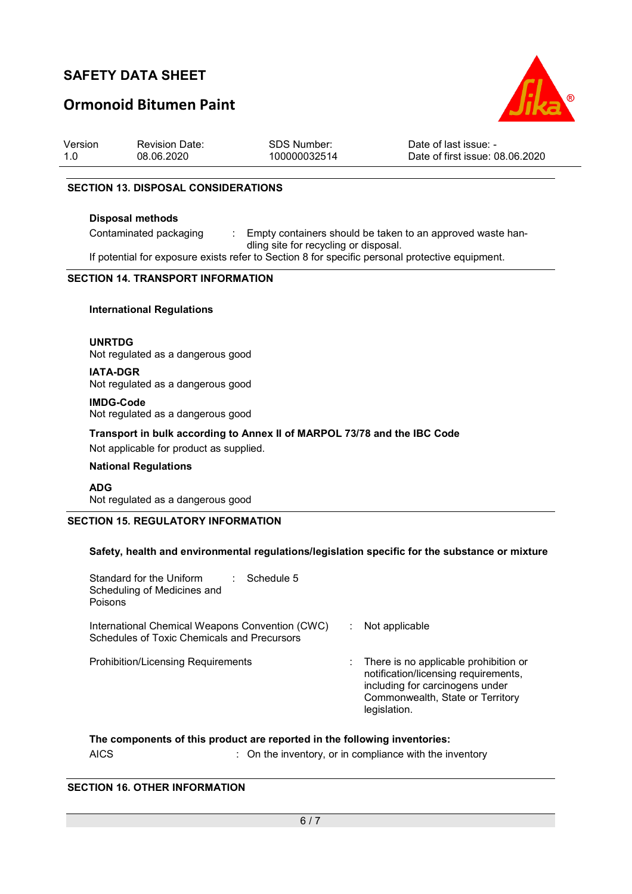## SECTION 13. DISPOSAL CONSIDERATIONS

**Disposal methods**

Contaminated packaging : Empty containers should be taken to an approved waste handling site for recycling or disposal.

If potential for exposure exists refer to Section 8 for specific personal protective equipment.

## SECTION 14. TRANSPORT INFORMATION

**International Regulations**

**UNRTDG**
Not regulated as a dangerous good

**IATA-DGR**
Not regulated as a dangerous good

**IMDG-Code**
Not regulated as a dangerous good

**Transport in bulk according to Annex II of MARPOL 73/78 and the IBC Code**
Not applicable for product as supplied.

**National Regulations**

**ADG**
Not regulated as a dangerous good

## SECTION 15. REGULATORY INFORMATION

**Safety, health and environmental regulations/legislation specific for the substance or mixture**

Standard for the Uniform Scheduling of Medicines and Poisons : Schedule 5

International Chemical Weapons Convention (CWC) Schedules of Toxic Chemicals and Precursors : Not applicable

Prohibition/Licensing Requirements : There is no applicable prohibition or notification/licensing requirements, including for carcinogens under Commonwealth, State or Territory legislation.

**The components of this product are reported in the following inventories:**

AICS : On the inventory, or in compliance with the inventory

## SECTION 16. OTHER INFORMATION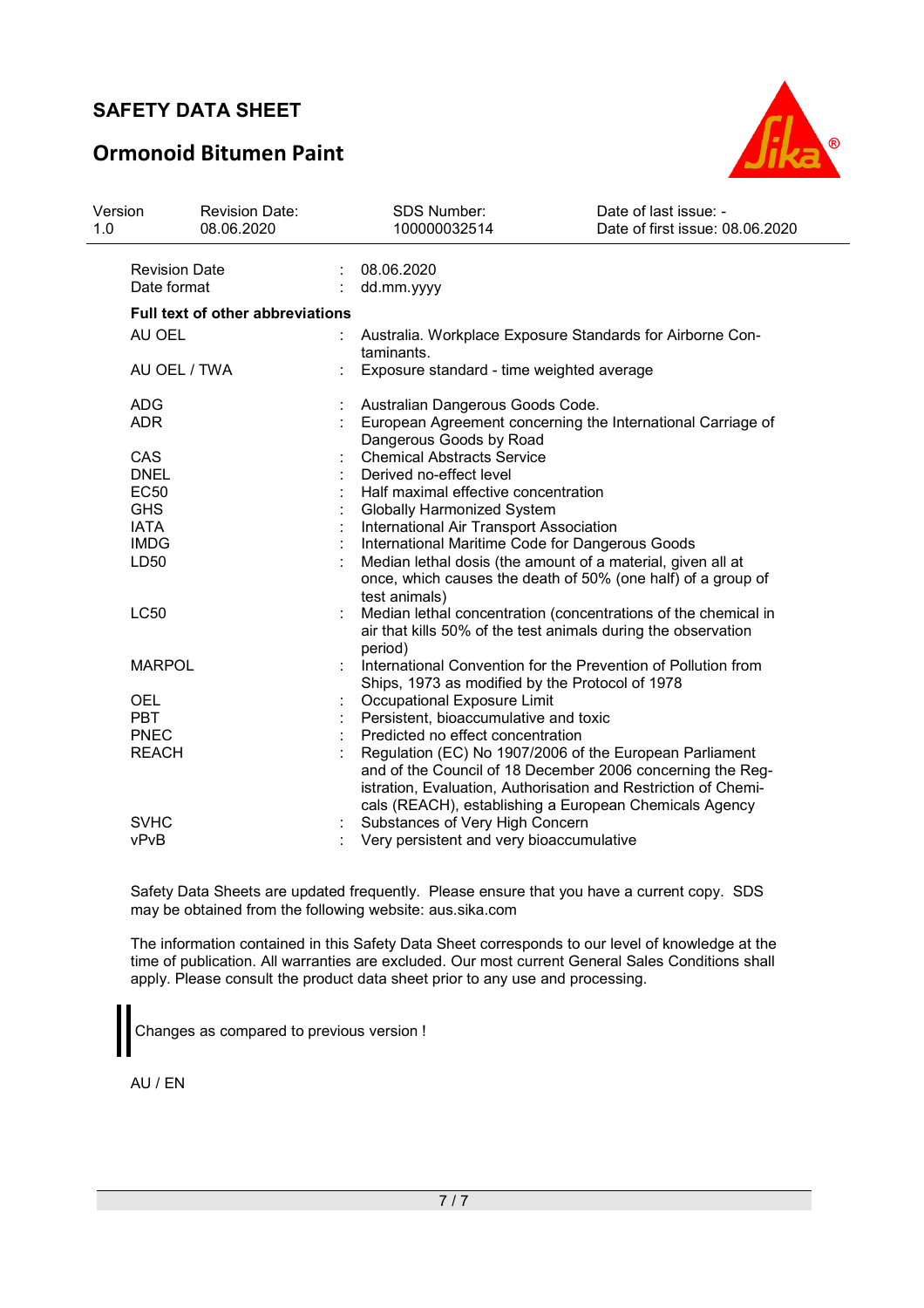| | | |
|---|---|---|
| Revision Date | : | 08.06.2020 |
| Date format | : | dd.mm.yyyy |

**Full text of other abbreviations**

| | | |
|---|---|---|
| AU OEL | : | Australia. Workplace Exposure Standards for Airborne Contaminants. |
| AU OEL / TWA | : | Exposure standard - time weighted average |
| ADG | : | Australian Dangerous Goods Code. |
| ADR | : | European Agreement concerning the International Carriage of Dangerous Goods by Road |
| CAS | : | Chemical Abstracts Service |
| DNEL | : | Derived no-effect level |
| EC50 | : | Half maximal effective concentration |
| GHS | : | Globally Harmonized System |
| IATA | : | International Air Transport Association |
| IMDG | : | International Maritime Code for Dangerous Goods |
| LD50 | : | Median lethal dosis (the amount of a material, given all at once, which causes the death of 50% (one half) of a group of test animals) |
| LC50 | : | Median lethal concentration (concentrations of the chemical in air that kills 50% of the test animals during the observation period) |
| MARPOL | : | International Convention for the Prevention of Pollution from Ships, 1973 as modified by the Protocol of 1978 |
| OEL | : | Occupational Exposure Limit |
| PBT | : | Persistent, bioaccumulative and toxic |
| PNEC | : | Predicted no effect concentration |
| REACH | : | Regulation (EC) No 1907/2006 of the European Parliament and of the Council of 18 December 2006 concerning the Registration, Evaluation, Authorisation and Restriction of Chemicals (REACH), establishing a European Chemicals Agency |
| SVHC | : | Substances of Very High Concern |
| vPvB | : | Very persistent and very bioaccumulative |

Safety Data Sheets are updated frequently. Please ensure that you have a current copy. SDS may be obtained from the following website: aus.sika.com

The information contained in this Safety Data Sheet corresponds to our level of knowledge at the time of publication. All warranties are excluded. Our most current General Sales Conditions shall apply. Please consult the product data sheet prior to any use and processing.

Changes as compared to previous version !

AU / EN